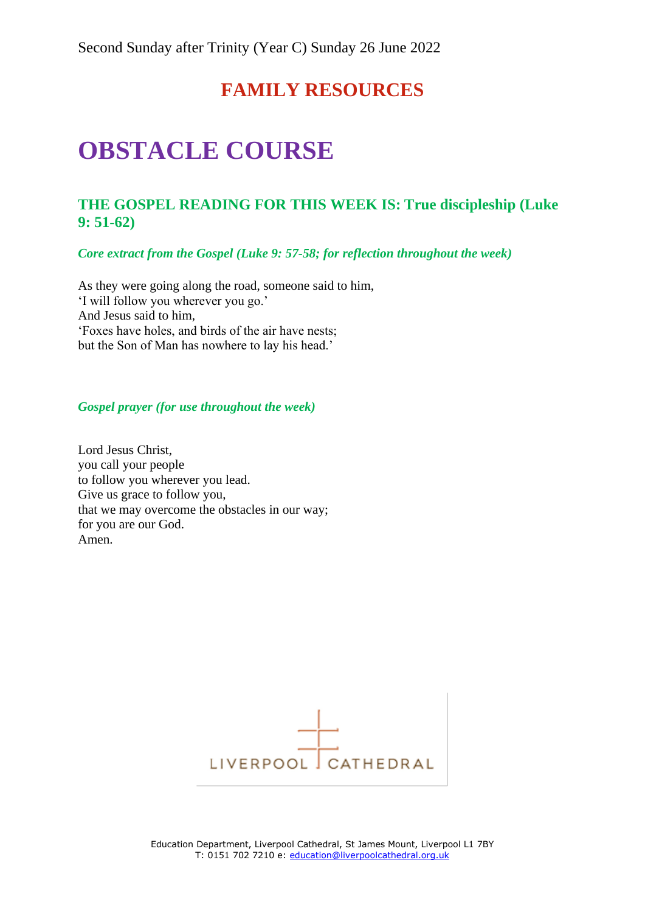Second Sunday after Trinity (Year C) Sunday 26 June 2022

## FAMILY RESOURCES

# OBSTACLE COURSE

### THE GOSPEL READING FOR THIS WEEK IS: True discipleship (Luke 9: 51-62)

***Core extract from the Gospel (Luke 9: 57-58; for reflection throughout the week)***

As they were going along the road, someone said to him,
'I will follow you wherever you go.'
And Jesus said to him,
'Foxes have holes, and birds of the air have nests;
but the Son of Man has nowhere to lay his head.'

***Gospel prayer (for use throughout the week)***

Lord Jesus Christ,
you call your people
to follow you wherever you lead.
Give us grace to follow you,
that we may overcome the obstacles in our way;
for you are our God.
Amen.

LIVERPOOL CATHEDRAL

Education Department, Liverpool Cathedral, St James Mount, Liverpool L1 7BY
T: 0151 702 7210 e: education@liverpoolcathedral.org.uk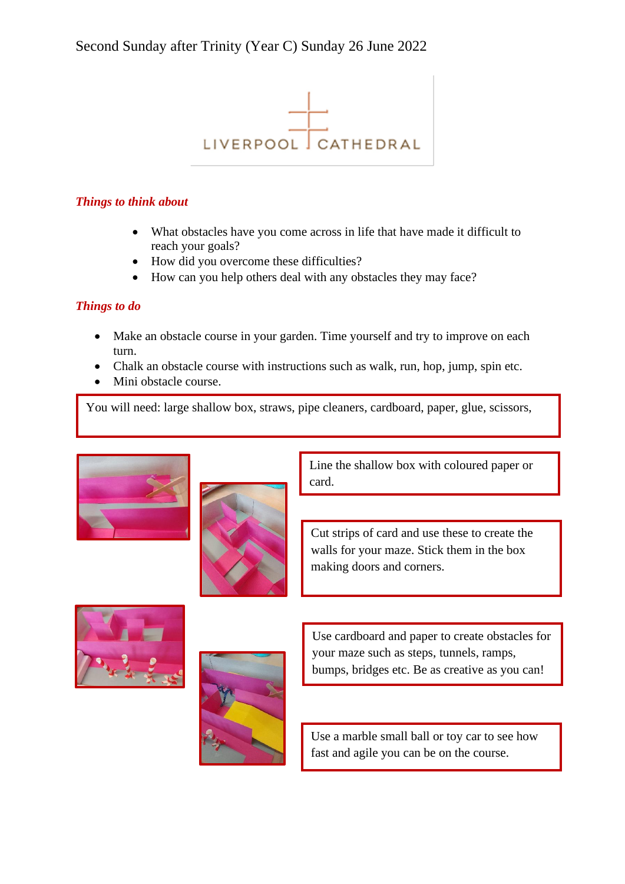Second Sunday after Trinity (Year C) Sunday 26 June 2022

LIVERPOOL CATHEDRAL

***Things to think about***

- What obstacles have you come across in life that have made it difficult to reach your goals?
- How did you overcome these difficulties?
- How can you help others deal with any obstacles they may face?

***Things to do***

- Make an obstacle course in your garden. Time yourself and try to improve on each turn.
- Chalk an obstacle course with instructions such as walk, run, hop, jump, spin etc.
- Mini obstacle course.

You will need: large shallow box, straws, pipe cleaners, cardboard, paper, glue, scissors,

Line the shallow box with coloured paper or card.

Cut strips of card and use these to create the walls for your maze. Stick them in the box making doors and corners.

Use cardboard and paper to create obstacles for your maze such as steps, tunnels, ramps, bumps, bridges etc. Be as creative as you can!

Use a marble small ball or toy car to see how fast and agile you can be on the course.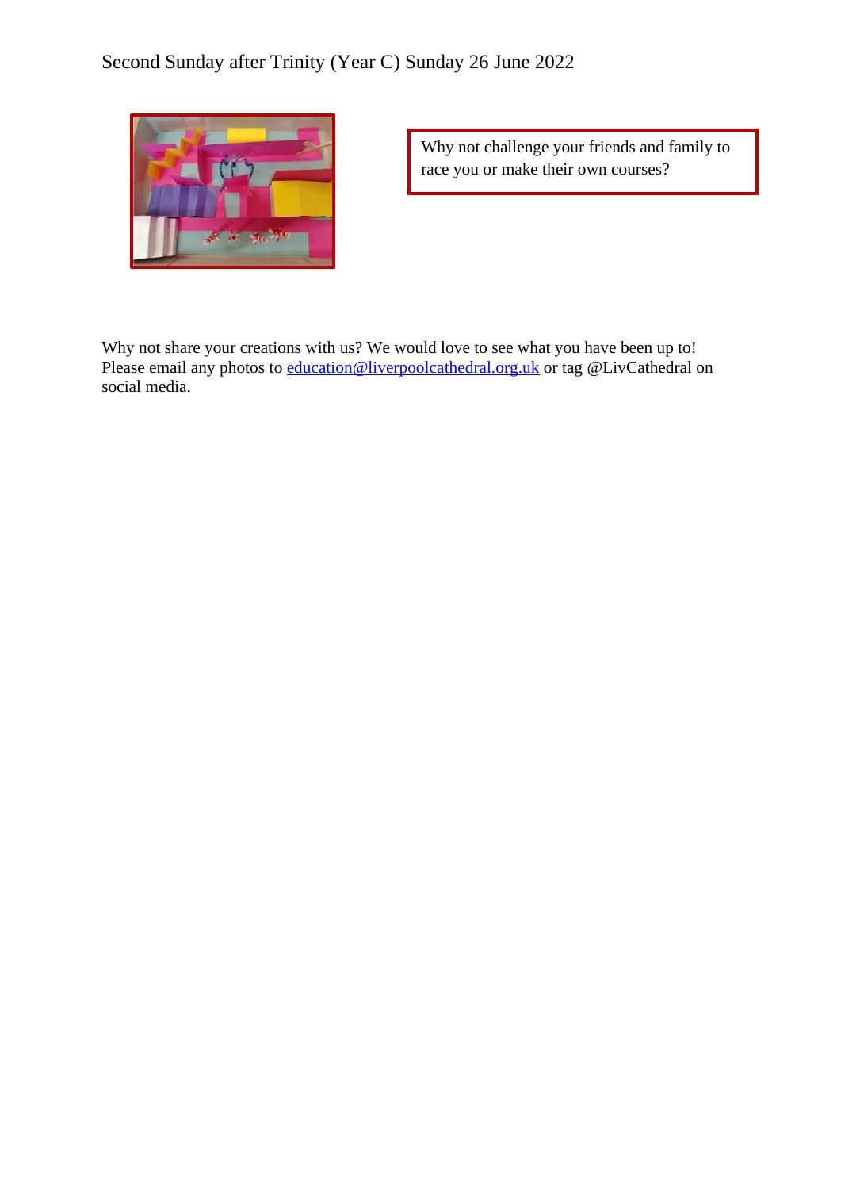Second Sunday after Trinity (Year C) Sunday 26 June 2022

Why not challenge your friends and family to race you or make their own courses?

Why not share your creations with us? We would love to see what you have been up to! Please email any photos to education@liverpoolcathedral.org.uk or tag @LivCathedral on social media.